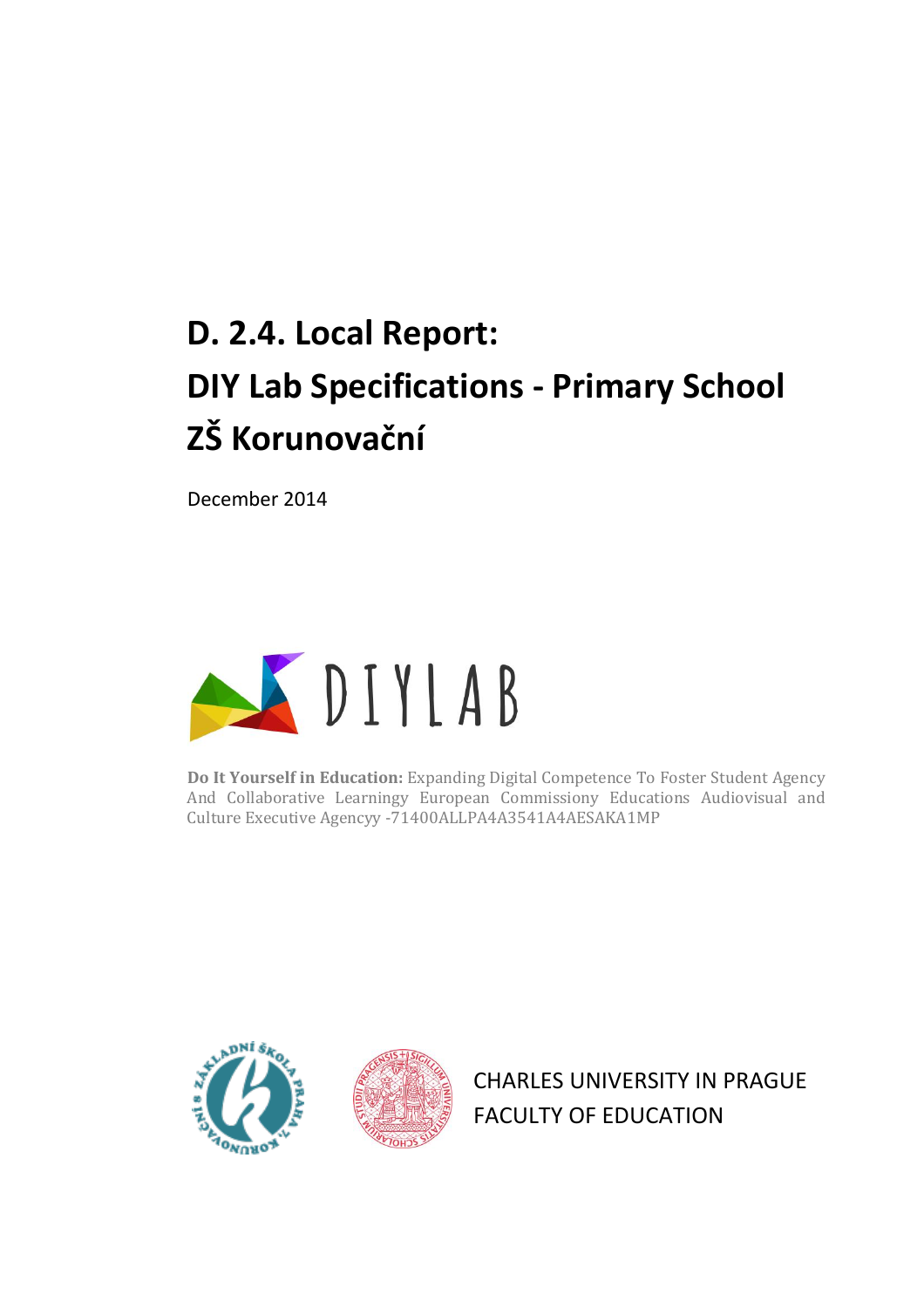# D. 2.4. Local Report:
# DIY Lab Specifications - Primary School
# ZŠ Korunovační

December 2014

DIYLAB

**Do It Yourself in Education:** Expanding Digital Competence To Foster Student Agency And Collaborative Learningy European Commissiony Educations Audiovisual and Culture Executive Agencyy -71400ALLPA4A3541A4AESAKA1MP

CHARLES UNIVERSITY IN PRAGUE
FACULTY OF EDUCATION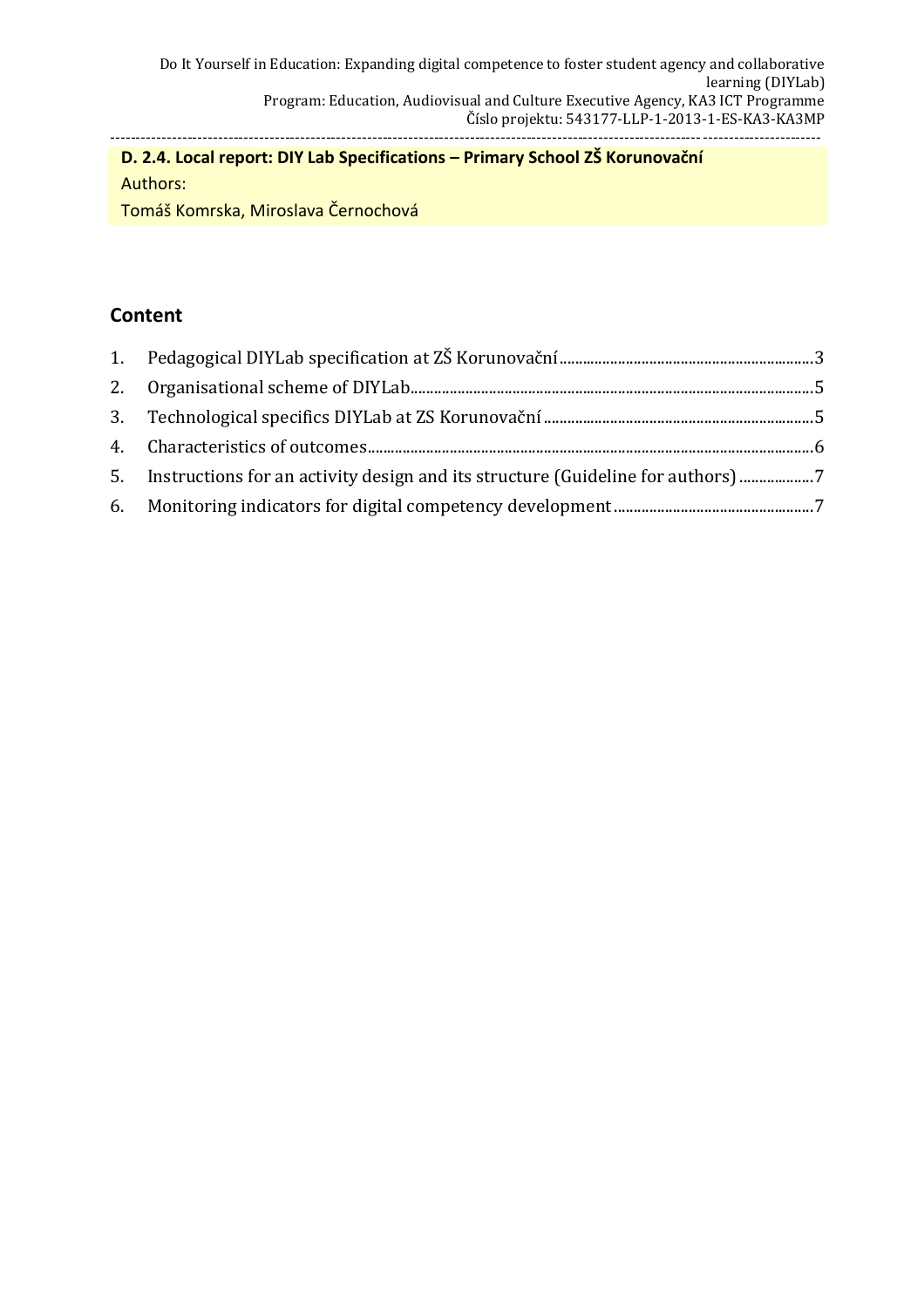**D. 2.4. Local report: DIY Lab Specifications – Primary School ZŠ Korunovační**

Authors:

Tomáš Komrska, Miroslava Černochová

## Content

1. Pedagogical DIYLab specification at ZŠ Korunovační ........ 3
2. Organisational scheme of DIYLab ........ 5
3. Technological specifics DIYLab at ZS Korunovační ........ 5
4. Characteristics of outcomes ........ 6
5. Instructions for an activity design and its structure (Guideline for authors) ........ 7
6. Monitoring indicators for digital competency development ........ 7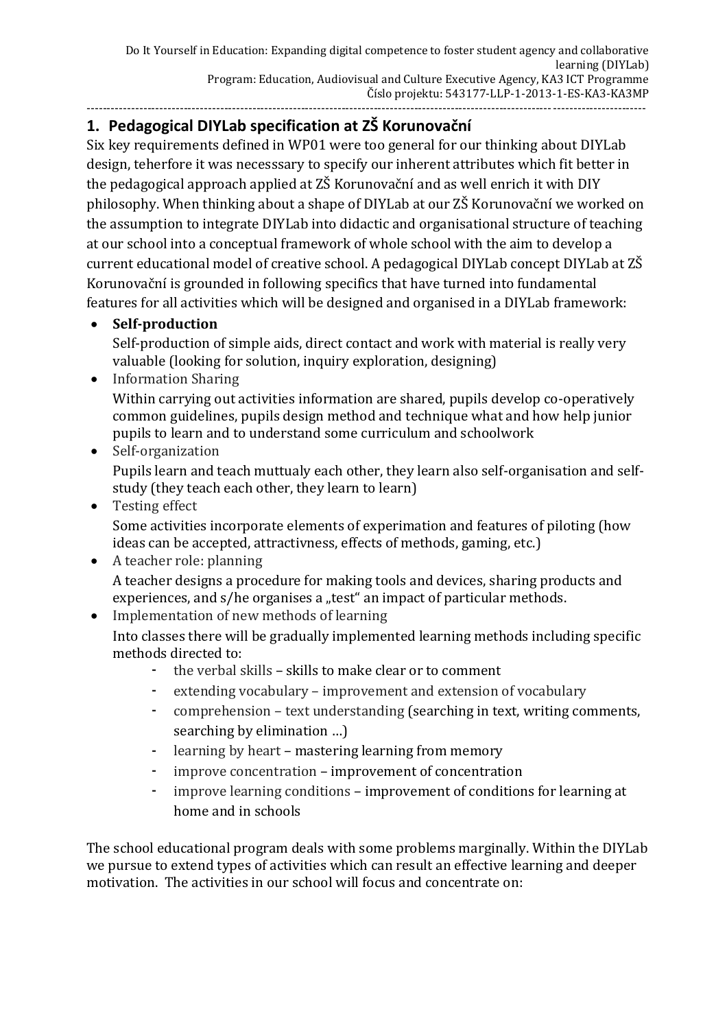## 1. Pedagogical DIYLab specification at ZŠ Korunovační

Six key requirements defined in WP01 were too general for our thinking about DIYLab design, teherfore it was necesssary to specify our inherent attributes which fit better in the pedagogical approach applied at ZŠ Korunovační and as well enrich it with DIY philosophy. When thinking about a shape of DIYLab at our ZŠ Korunovační we worked on the assumption to integrate DIYLab into didactic and organisational structure of teaching at our school into a conceptual framework of whole school with the aim to develop a current educational model of creative school. A pedagogical DIYLab concept DIYLab at ZŠ Korunovační is grounded in following specifics that have turned into fundamental features for all activities which will be designed and organised in a DIYLab framework:

- **Self-production**
  Self-production of simple aids, direct contact and work with material is really very valuable (looking for solution, inquiry exploration, designing)
- Information Sharing
  Within carrying out activities information are shared, pupils develop co-operatively common guidelines, pupils design method and technique what and how help junior pupils to learn and to understand some curriculum and schoolwork
- Self-organization
  Pupils learn and teach muttualy each other, they learn also self-organisation and self-study (they teach each other, they learn to learn)
- Testing effect
  Some activities incorporate elements of experimation and features of piloting (how ideas can be accepted, attractivness, effects of methods, gaming, etc.)
- A teacher role: planning
  A teacher designs a procedure for making tools and devices, sharing products and experiences, and s/he organises a „test" an impact of particular methods.
- Implementation of new methods of learning
  Into classes there will be gradually implemented learning methods including specific methods directed to:
  - the verbal skills – skills to make clear or to comment
  - extending vocabulary – improvement and extension of vocabulary
  - comprehension – text understanding (searching in text, writing comments, searching by elimination ...)
  - learning by heart – mastering learning from memory
  - improve concentration – improvement of concentration
  - improve learning conditions – improvement of conditions for learning at home and in schools

The school educational program deals with some problems marginally. Within the DIYLab we pursue to extend types of activities which can result an effective learning and deeper motivation. The activities in our school will focus and concentrate on: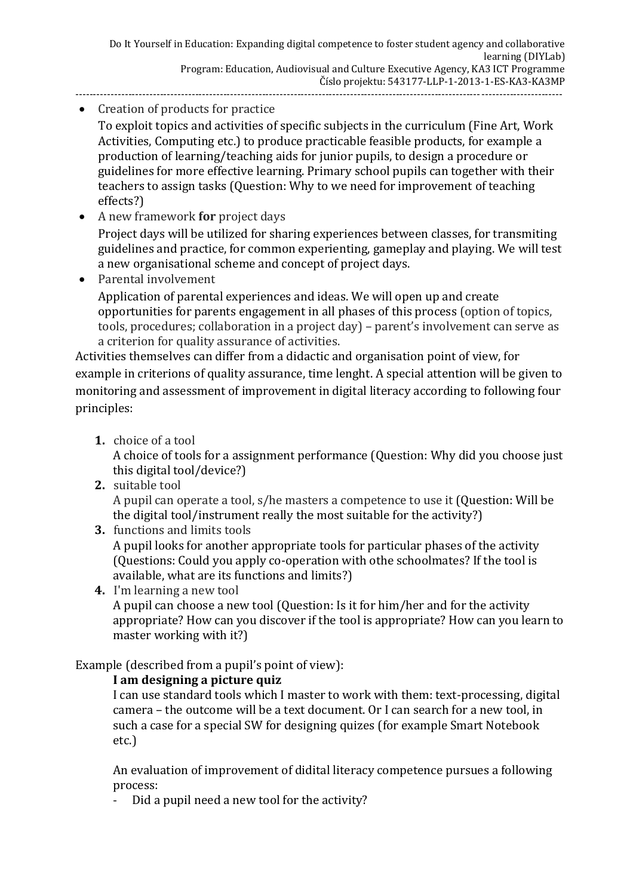- Creation of products for practice

  To exploit topics and activities of specific subjects in the curriculum (Fine Art, Work Activities, Computing etc.) to produce practicable feasible products, for example a production of learning/teaching aids for junior pupils, to design a procedure or guidelines for more effective learning. Primary school pupils can together with their teachers to assign tasks (Question: Why to we need for improvement of teaching effects?)
- A new framework **for** project days

  Project days will be utilized for sharing experiences between classes, for transmiting guidelines and practice, for common experienting, gameplay and playing. We will test a new organisational scheme and concept of project days.
- Parental involvement

  Application of parental experiences and ideas. We will open up and create opportunities for parents engagement in all phases of this process (option of topics, tools, procedures; collaboration in a project day) – parent's involvement can serve as a criterion for quality assurance of activities.

Activities themselves can differ from a didactic and organisation point of view, for example in criterions of quality assurance, time lenght. A special attention will be given to monitoring and assessment of improvement in digital literacy according to following four principles:

1. choice of a tool

   A choice of tools for a assignment performance (Question: Why did you choose just this digital tool/device?)
2. suitable tool

   A pupil can operate a tool, s/he masters a competence to use it (Question: Will be the digital tool/instrument really the most suitable for the activity?)
3. functions and limits tools

   A pupil looks for another appropriate tools for particular phases of the activity (Questions: Could you apply co-operation with othe schoolmates? If the tool is available, what are its functions and limits?)
4. I'm learning a new tool

   A pupil can choose a new tool (Question: Is it for him/her and for the activity appropriate? How can you discover if the tool is appropriate? How can you learn to master working with it?)

Example (described from a pupil's point of view):

**I am designing a picture quiz**

I can use standard tools which I master to work with them: text-processing, digital camera – the outcome will be a text document. Or I can search for a new tool, in such a case for a special SW for designing quizes (for example Smart Notebook etc.)

An evaluation of improvement of didital literacy competence pursues a following process:

- Did a pupil need a new tool for the activity?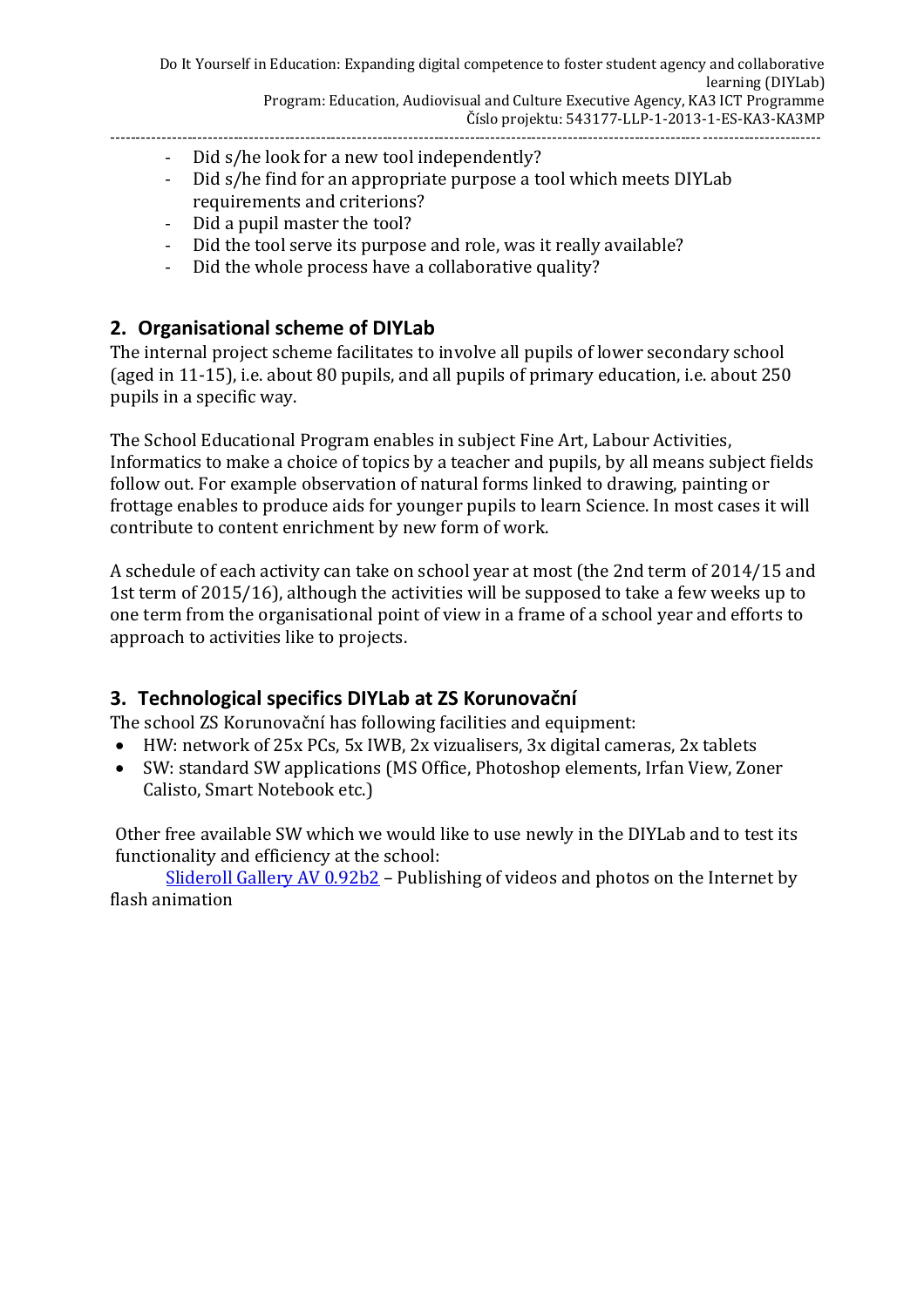- Did s/he look for a new tool independently?
- Did s/he find for an appropriate purpose a tool which meets DIYLab requirements and criterions?
- Did a pupil master the tool?
- Did the tool serve its purpose and role, was it really available?
- Did the whole process have a collaborative quality?

## 2. Organisational scheme of DIYLab

The internal project scheme facilitates to involve all pupils of lower secondary school (aged in 11-15), i.e. about 80 pupils, and all pupils of primary education, i.e. about 250 pupils in a specific way.

The School Educational Program enables in subject Fine Art, Labour Activities, Informatics to make a choice of topics by a teacher and pupils, by all means subject fields follow out. For example observation of natural forms linked to drawing, painting or frottage enables to produce aids for younger pupils to learn Science. In most cases it will contribute to content enrichment by new form of work.

A schedule of each activity can take on school year at most (the 2nd term of 2014/15 and 1st term of 2015/16), although the activities will be supposed to take a few weeks up to one term from the organisational point of view in a frame of a school year and efforts to approach to activities like to projects.

## 3. Technological specifics DIYLab at ZS Korunovační

The school ZS Korunovační has following facilities and equipment:

- HW: network of 25x PCs, 5x IWB, 2x vizualisers, 3x digital cameras, 2x tablets
- SW: standard SW applications (MS Office, Photoshop elements, Irfan View, Zoner Calisto, Smart Notebook etc.)

Other free available SW which we would like to use newly in the DIYLab and to test its functionality and efficiency at the school:

Slideroll Gallery AV 0.92b2 – Publishing of videos and photos on the Internet by flash animation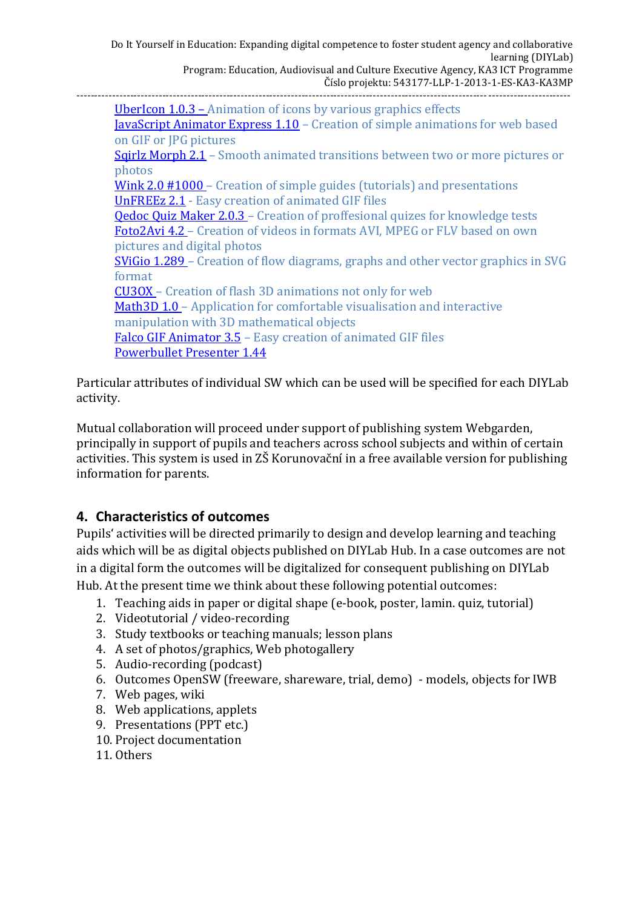UberIcon 1.0.3 – Animation of icons by various graphics effects
JavaScript Animator Express 1.10 – Creation of simple animations for web based on GIF or JPG pictures
Sqirlz Morph 2.1 – Smooth animated transitions between two or more pictures or photos
Wink 2.0 #1000 – Creation of simple guides (tutorials) and presentations
UnFREEz 2.1 - Easy creation of animated GIF files
Qedoc Quiz Maker 2.0.3 – Creation of proffesional quizes for knowledge tests
Foto2Avi 4.2 – Creation of videos in formats AVI, MPEG or FLV based on own pictures and digital photos
SViGio 1.289 – Creation of flow diagrams, graphs and other vector graphics in SVG format
CU3OX – Creation of flash 3D animations not only for web
Math3D 1.0 – Application for comfortable visualisation and interactive manipulation with 3D mathematical objects
Falco GIF Animator 3.5 – Easy creation of animated GIF files
Powerbullet Presenter 1.44

Particular attributes of individual SW which can be used will be specified for each DIYLab activity.

Mutual collaboration will proceed under support of publishing system Webgarden, principally in support of pupils and teachers across school subjects and within of certain activities. This system is used in ZŠ Korunovační in a free available version for publishing information for parents.

## 4. Characteristics of outcomes

Pupils' activities will be directed primarily to design and develop learning and teaching aids which will be as digital objects published on DIYLab Hub. In a case outcomes are not in a digital form the outcomes will be digitalized for consequent publishing on DIYLab Hub. At the present time we think about these following potential outcomes:

1. Teaching aids in paper or digital shape (e-book, poster, lamin. quiz, tutorial)
2. Videotutorial / video-recording
3. Study textbooks or teaching manuals; lesson plans
4. A set of photos/graphics, Web photogallery
5. Audio-recording (podcast)
6. Outcomes OpenSW (freeware, shareware, trial, demo) - models, objects for IWB
7. Web pages, wiki
8. Web applications, applets
9. Presentations (PPT etc.)
10. Project documentation
11. Others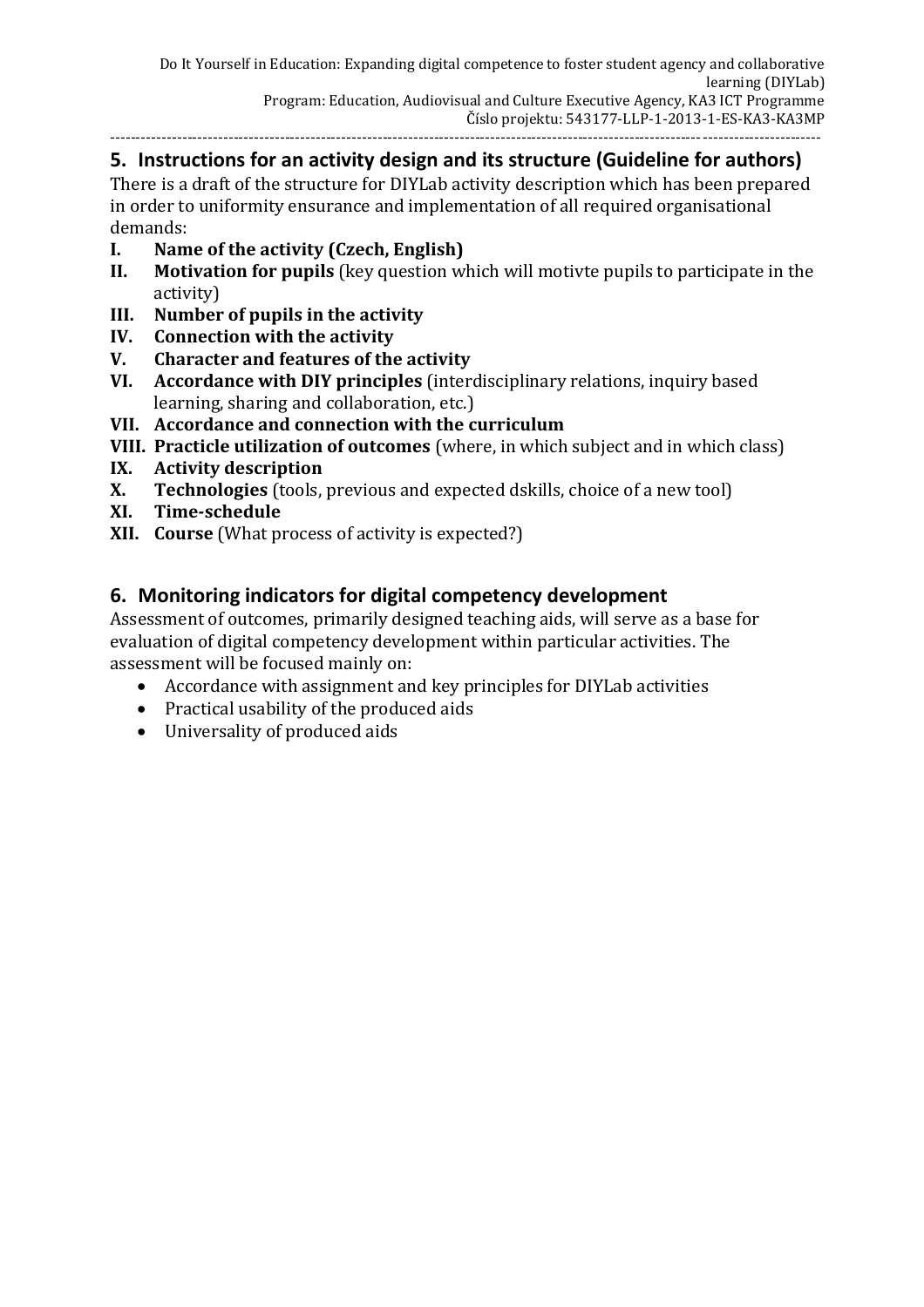## 5. Instructions for an activity design and its structure (Guideline for authors)

There is a draft of the structure for DIYLab activity description which has been prepared in order to uniformity ensurance and implementation of all required organisational demands:

- **I. Name of the activity (Czech, English)**
- **II. Motivation for pupils** (key question which will motivte pupils to participate in the activity)
- **III. Number of pupils in the activity**
- **IV. Connection with the activity**
- **V. Character and features of the activity**
- **VI. Accordance with DIY principles** (interdisciplinary relations, inquiry based learning, sharing and collaboration, etc.)
- **VII. Accordance and connection with the curriculum**
- **VIII. Practicle utilization of outcomes** (where, in which subject and in which class)
- **IX. Activity description**
- **X. Technologies** (tools, previous and expected dskills, choice of a new tool)
- **XI. Time-schedule**
- **XII. Course** (What process of activity is expected?)

## 6. Monitoring indicators for digital competency development

Assessment of outcomes, primarily designed teaching aids, will serve as a base for evaluation of digital competency development within particular activities. The assessment will be focused mainly on:

- Accordance with assignment and key principles for DIYLab activities
- Practical usability of the produced aids
- Universality of produced aids